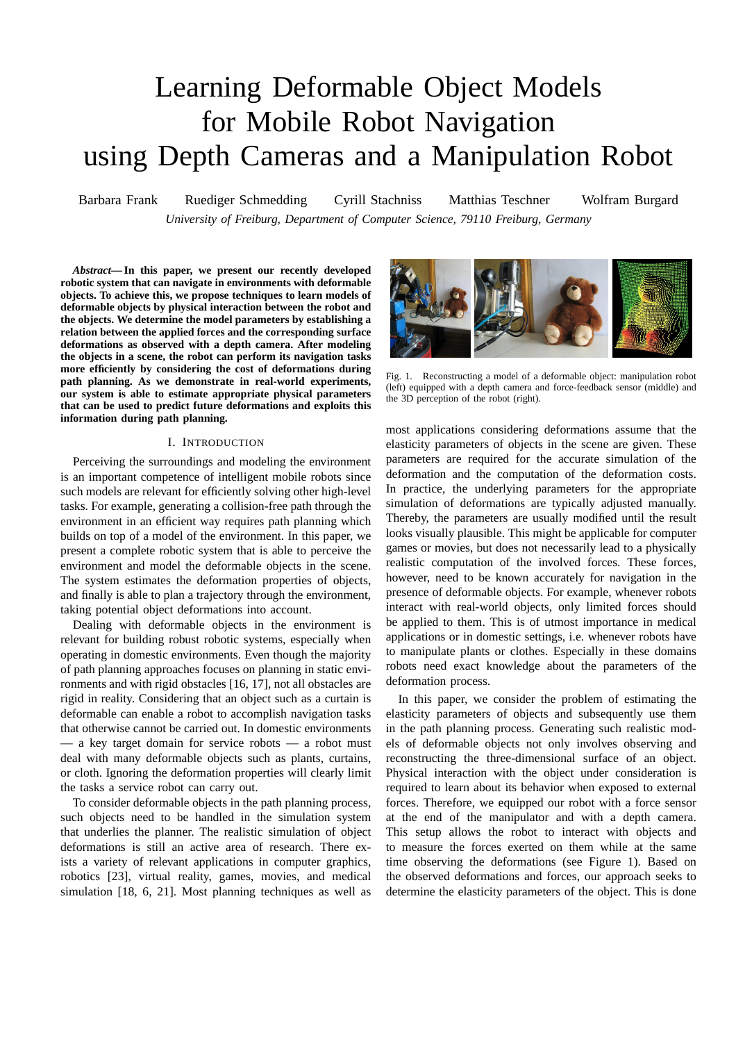# Learning Deformable Object Models for Mobile Robot Navigation using Depth Cameras and a Manipulation Robot

Barbara Frank Ruediger Schmedding Cyrill Stachniss Matthias Teschner Wolfram Burgard

*University of Freiburg, Department of Computer Science, 79110 Freiburg, Germany*

***Abstract*— In this paper, we present our recently developed robotic system that can navigate in environments with deformable objects. To achieve this, we propose techniques to learn models of deformable objects by physical interaction between the robot and the objects. We determine the model parameters by establishing a relation between the applied forces and the corresponding surface deformations as observed with a depth camera. After modeling the objects in a scene, the robot can perform its navigation tasks more efficiently by considering the cost of deformations during path planning. As we demonstrate in real-world experiments, our system is able to estimate appropriate physical parameters that can be used to predict future deformations and exploits this information during path planning.**

## I. Introduction

Perceiving the surroundings and modeling the environment is an important competence of intelligent mobile robots since such models are relevant for efficiently solving other high-level tasks. For example, generating a collision-free path through the environment in an efficient way requires path planning which builds on top of a model of the environment. In this paper, we present a complete robotic system that is able to perceive the environment and model the deformable objects in the scene. The system estimates the deformation properties of objects, and finally is able to plan a trajectory through the environment, taking potential object deformations into account.

Dealing with deformable objects in the environment is relevant for building robust robotic systems, especially when operating in domestic environments. Even though the majority of path planning approaches focuses on planning in static environments and with rigid obstacles [16, 17], not all obstacles are rigid in reality. Considering that an object such as a curtain is deformable can enable a robot to accomplish navigation tasks that otherwise cannot be carried out. In domestic environments — a key target domain for service robots — a robot must deal with many deformable objects such as plants, curtains, or cloth. Ignoring the deformation properties will clearly limit the tasks a service robot can carry out.

To consider deformable objects in the path planning process, such objects need to be handled in the simulation system that underlies the planner. The realistic simulation of object deformations is still an active area of research. There exists a variety of relevant applications in computer graphics, robotics [23], virtual reality, games, movies, and medical simulation [18, 6, 21]. Most planning techniques as well as most applications considering deformations assume that the elasticity parameters of objects in the scene are given. These parameters are required for the accurate simulation of the deformation and the computation of the deformation costs. In practice, the underlying parameters for the appropriate simulation of deformations are typically adjusted manually. Thereby, the parameters are usually modified until the result looks visually plausible. This might be applicable for computer games or movies, but does not necessarily lead to a physically realistic computation of the involved forces. These forces, however, need to be known accurately for navigation in the presence of deformable objects. For example, whenever robots interact with real-world objects, only limited forces should be applied to them. This is of utmost importance in medical applications or in domestic settings, i.e. whenever robots have to manipulate plants or clothes. Especially in these domains robots need exact knowledge about the parameters of the deformation process.

Fig. 1. Reconstructing a model of a deformable object: manipulation robot (left) equipped with a depth camera and force-feedback sensor (middle) and the 3D perception of the robot (right).

In this paper, we consider the problem of estimating the elasticity parameters of objects and subsequently use them in the path planning process. Generating such realistic models of deformable objects not only involves observing and reconstructing the three-dimensional surface of an object. Physical interaction with the object under consideration is required to learn about its behavior when exposed to external forces. Therefore, we equipped our robot with a force sensor at the end of the manipulator and with a depth camera. This setup allows the robot to interact with objects and to measure the forces exerted on them while at the same time observing the deformations (see Figure 1). Based on the observed deformations and forces, our approach seeks to determine the elasticity parameters of the object. This is done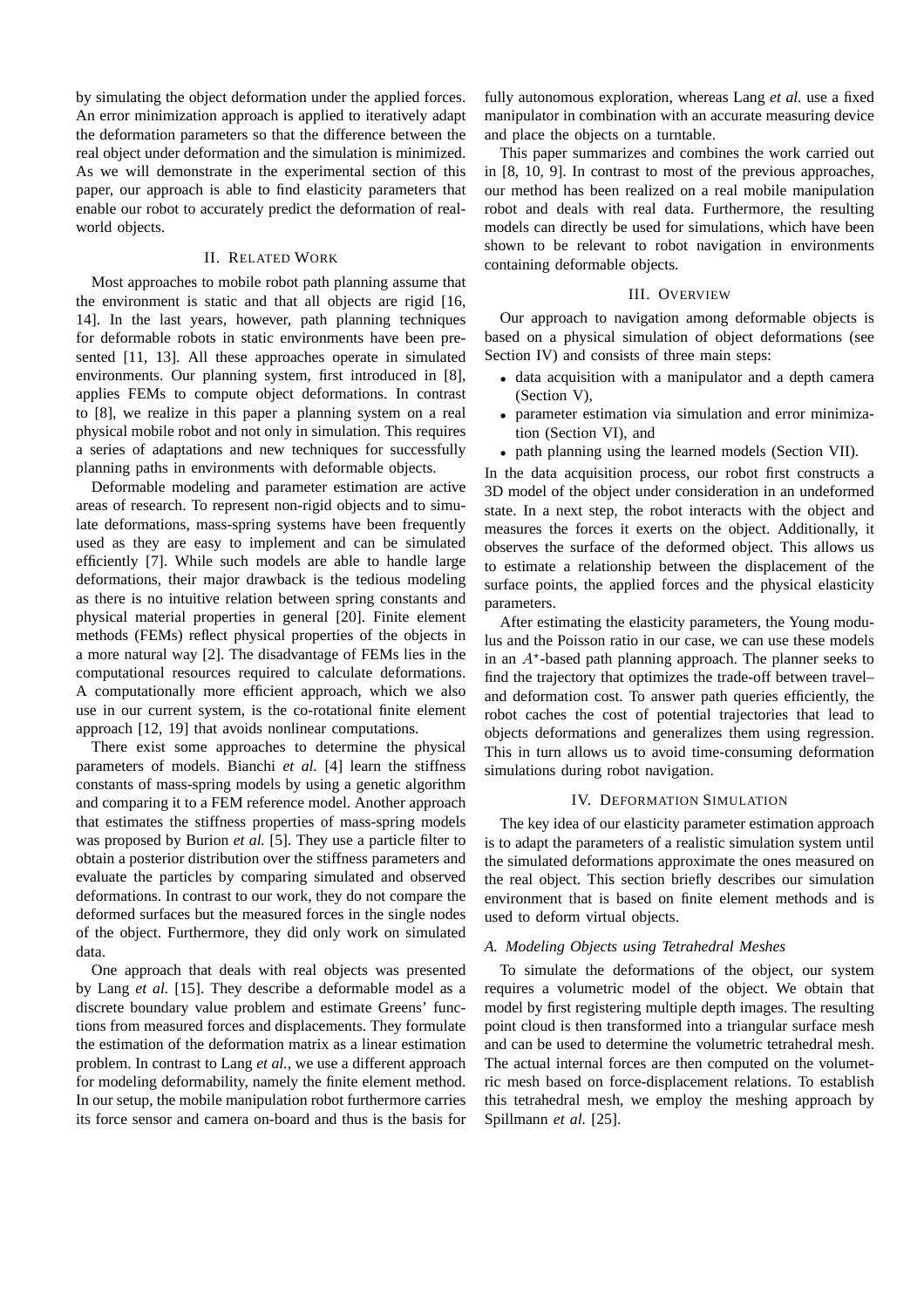by simulating the object deformation under the applied forces. An error minimization approach is applied to iteratively adapt the deformation parameters so that the difference between the real object under deformation and the simulation is minimized. As we will demonstrate in the experimental section of this paper, our approach is able to find elasticity parameters that enable our robot to accurately predict the deformation of real-world objects.

## II. Related Work

Most approaches to mobile robot path planning assume that the environment is static and that all objects are rigid [16, 14]. In the last years, however, path planning techniques for deformable robots in static environments have been presented [11, 13]. All these approaches operate in simulated environments. Our planning system, first introduced in [8], applies FEMs to compute object deformations. In contrast to [8], we realize in this paper a planning system on a real physical mobile robot and not only in simulation. This requires a series of adaptations and new techniques for successfully planning paths in environments with deformable objects.

Deformable modeling and parameter estimation are active areas of research. To represent non-rigid objects and to simulate deformations, mass-spring systems have been frequently used as they are easy to implement and can be simulated efficiently [7]. While such models are able to handle large deformations, their major drawback is the tedious modeling as there is no intuitive relation between spring constants and physical material properties in general [20]. Finite element methods (FEMs) reflect physical properties of the objects in a more natural way [2]. The disadvantage of FEMs lies in the computational resources required to calculate deformations. A computationally more efficient approach, which we also use in our current system, is the co-rotational finite element approach [12, 19] that avoids nonlinear computations.

There exist some approaches to determine the physical parameters of models. Bianchi *et al.* [4] learn the stiffness constants of mass-spring models by using a genetic algorithm and comparing it to a FEM reference model. Another approach that estimates the stiffness properties of mass-spring models was proposed by Burion *et al.* [5]. They use a particle filter to obtain a posterior distribution over the stiffness parameters and evaluate the particles by comparing simulated and observed deformations. In contrast to our work, they do not compare the deformed surfaces but the measured forces in the single nodes of the object. Furthermore, they did only work on simulated data.

One approach that deals with real objects was presented by Lang *et al.* [15]. They describe a deformable model as a discrete boundary value problem and estimate Greens' functions from measured forces and displacements. They formulate the estimation of the deformation matrix as a linear estimation problem. In contrast to Lang *et al.*, we use a different approach for modeling deformability, namely the finite element method. In our setup, the mobile manipulation robot furthermore carries its force sensor and camera on-board and thus is the basis for fully autonomous exploration, whereas Lang *et al.* use a fixed manipulator in combination with an accurate measuring device and place the objects on a turntable.

This paper summarizes and combines the work carried out in [8, 10, 9]. In contrast to most of the previous approaches, our method has been realized on a real mobile manipulation robot and deals with real data. Furthermore, the resulting models can directly be used for simulations, which have been shown to be relevant to robot navigation in environments containing deformable objects.

## III. Overview

Our approach to navigation among deformable objects is based on a physical simulation of object deformations (see Section IV) and consists of three main steps:

- data acquisition with a manipulator and a depth camera (Section V),
- parameter estimation via simulation and error minimization (Section VI), and
- path planning using the learned models (Section VII).

In the data acquisition process, our robot first constructs a 3D model of the object under consideration in an undeformed state. In a next step, the robot interacts with the object and measures the forces it exerts on the object. Additionally, it observes the surface of the deformed object. This allows us to estimate a relationship between the displacement of the surface points, the applied forces and the physical elasticity parameters.

After estimating the elasticity parameters, the Young modulus and the Poisson ratio in our case, we can use these models in an $A^\star$-based path planning approach. The planner seeks to find the trajectory that optimizes the trade-off between travel– and deformation cost. To answer path queries efficiently, the robot caches the cost of potential trajectories that lead to objects deformations and generalizes them using regression. This in turn allows us to avoid time-consuming deformation simulations during robot navigation.

## IV. Deformation Simulation

The key idea of our elasticity parameter estimation approach is to adapt the parameters of a realistic simulation system until the simulated deformations approximate the ones measured on the real object. This section briefly describes our simulation environment that is based on finite element methods and is used to deform virtual objects.

### A. Modeling Objects using Tetrahedral Meshes

To simulate the deformations of the object, our system requires a volumetric model of the object. We obtain that model by first registering multiple depth images. The resulting point cloud is then transformed into a triangular surface mesh and can be used to determine the volumetric tetrahedral mesh. The actual internal forces are then computed on the volumetric mesh based on force-displacement relations. To establish this tetrahedral mesh, we employ the meshing approach by Spillmann *et al.* [25].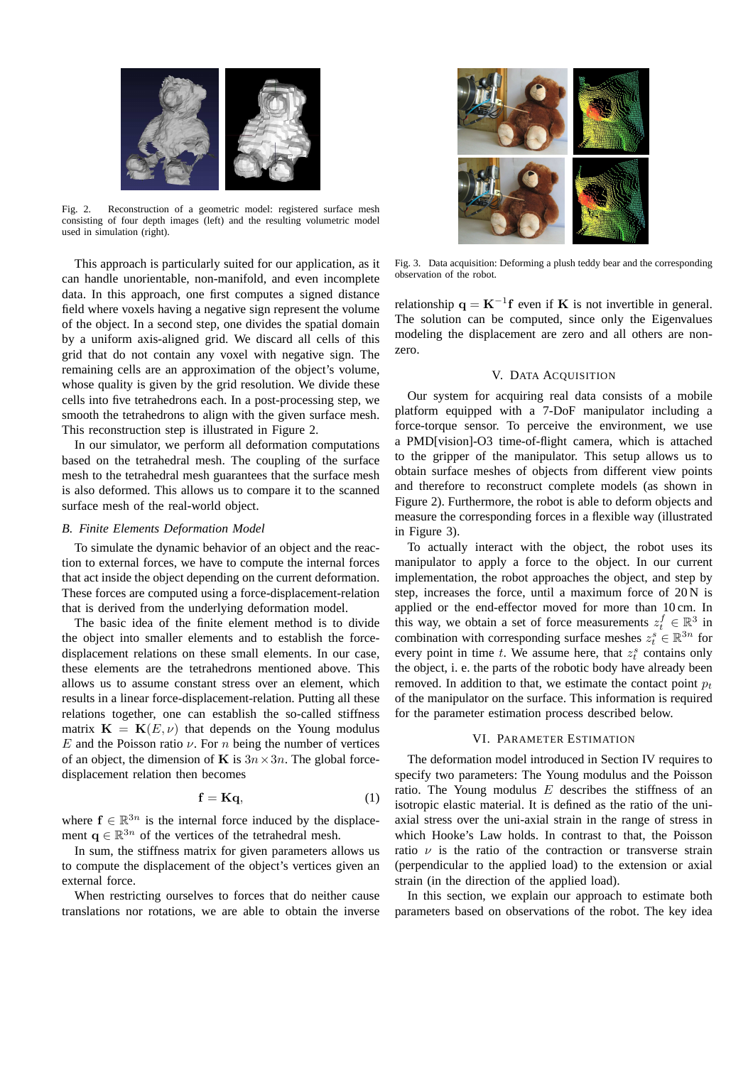Fig. 2. Reconstruction of a geometric model: registered surface mesh consisting of four depth images (left) and the resulting volumetric model used in simulation (right).

This approach is particularly suited for our application, as it can handle unorientable, non-manifold, and even incomplete data. In this approach, one first computes a signed distance field where voxels having a negative sign represent the volume of the object. In a second step, one divides the spatial domain by a uniform axis-aligned grid. We discard all cells of this grid that do not contain any voxel with negative sign. The remaining cells are an approximation of the object's volume, whose quality is given by the grid resolution. We divide these cells into five tetrahedrons each. In a post-processing step, we smooth the tetrahedrons to align with the given surface mesh. This reconstruction step is illustrated in Figure 2.

In our simulator, we perform all deformation computations based on the tetrahedral mesh. The coupling of the surface mesh to the tetrahedral mesh guarantees that the surface mesh is also deformed. This allows us to compare it to the scanned surface mesh of the real-world object.

### *B. Finite Elements Deformation Model*

To simulate the dynamic behavior of an object and the reaction to external forces, we have to compute the internal forces that act inside the object depending on the current deformation. These forces are computed using a force-displacement-relation that is derived from the underlying deformation model.

The basic idea of the finite element method is to divide the object into smaller elements and to establish the force-displacement relations on these small elements. In our case, these elements are the tetrahedrons mentioned above. This allows us to assume constant stress over an element, which results in a linear force-displacement-relation. Putting all these relations together, one can establish the so-called stiffness matrix $\mathbf{K} = \mathbf{K}(E, \nu)$ that depends on the Young modulus $E$ and the Poisson ratio $\nu$. For $n$ being the number of vertices of an object, the dimension of $\mathbf{K}$ is $3n \times 3n$. The global force-displacement relation then becomes

$$\mathbf{f} = \mathbf{K}\mathbf{q}, \tag{1}$$

where $\mathbf{f} \in \mathbb{R}^{3n}$ is the internal force induced by the displacement $\mathbf{q} \in \mathbb{R}^{3n}$ of the vertices of the tetrahedral mesh.

In sum, the stiffness matrix for given parameters allows us to compute the displacement of the object's vertices given an external force.

When restricting ourselves to forces that do neither cause translations nor rotations, we are able to obtain the inverse relationship $\mathbf{q} = \mathbf{K}^{-1}\mathbf{f}$ even if $\mathbf{K}$ is not invertible in general. The solution can be computed, since only the Eigenvalues modeling the displacement are zero and all others are non-zero.

Fig. 3. Data acquisition: Deforming a plush teddy bear and the corresponding observation of the robot.

## V. Data Acquisition

Our system for acquiring real data consists of a mobile platform equipped with a 7-DoF manipulator including a force-torque sensor. To perceive the environment, we use a PMD[vision]-O3 time-of-flight camera, which is attached to the gripper of the manipulator. This setup allows us to obtain surface meshes of objects from different view points and therefore to reconstruct complete models (as shown in Figure 2). Furthermore, the robot is able to deform objects and measure the corresponding forces in a flexible way (illustrated in Figure 3).

To actually interact with the object, the robot uses its manipulator to apply a force to the object. In our current implementation, the robot approaches the object, and step by step, increases the force, until a maximum force of 20 N is applied or the end-effector moved for more than 10 cm. In this way, we obtain a set of force measurements $z_t^f \in \mathbb{R}^3$ in combination with corresponding surface meshes $z_t^s \in \mathbb{R}^{3n}$ for every point in time $t$. We assume here, that $z_t^s$ contains only the object, i. e. the parts of the robotic body have already been removed. In addition to that, we estimate the contact point $p_t$ of the manipulator on the surface. This information is required for the parameter estimation process described below.

## VI. Parameter Estimation

The deformation model introduced in Section IV requires to specify two parameters: The Young modulus and the Poisson ratio. The Young modulus $E$ describes the stiffness of an isotropic elastic material. It is defined as the ratio of the uni-axial stress over the uni-axial strain in the range of stress in which Hooke's Law holds. In contrast to that, the Poisson ratio $\nu$ is the ratio of the contraction or transverse strain (perpendicular to the applied load) to the extension or axial strain (in the direction of the applied load).

In this section, we explain our approach to estimate both parameters based on observations of the robot. The key idea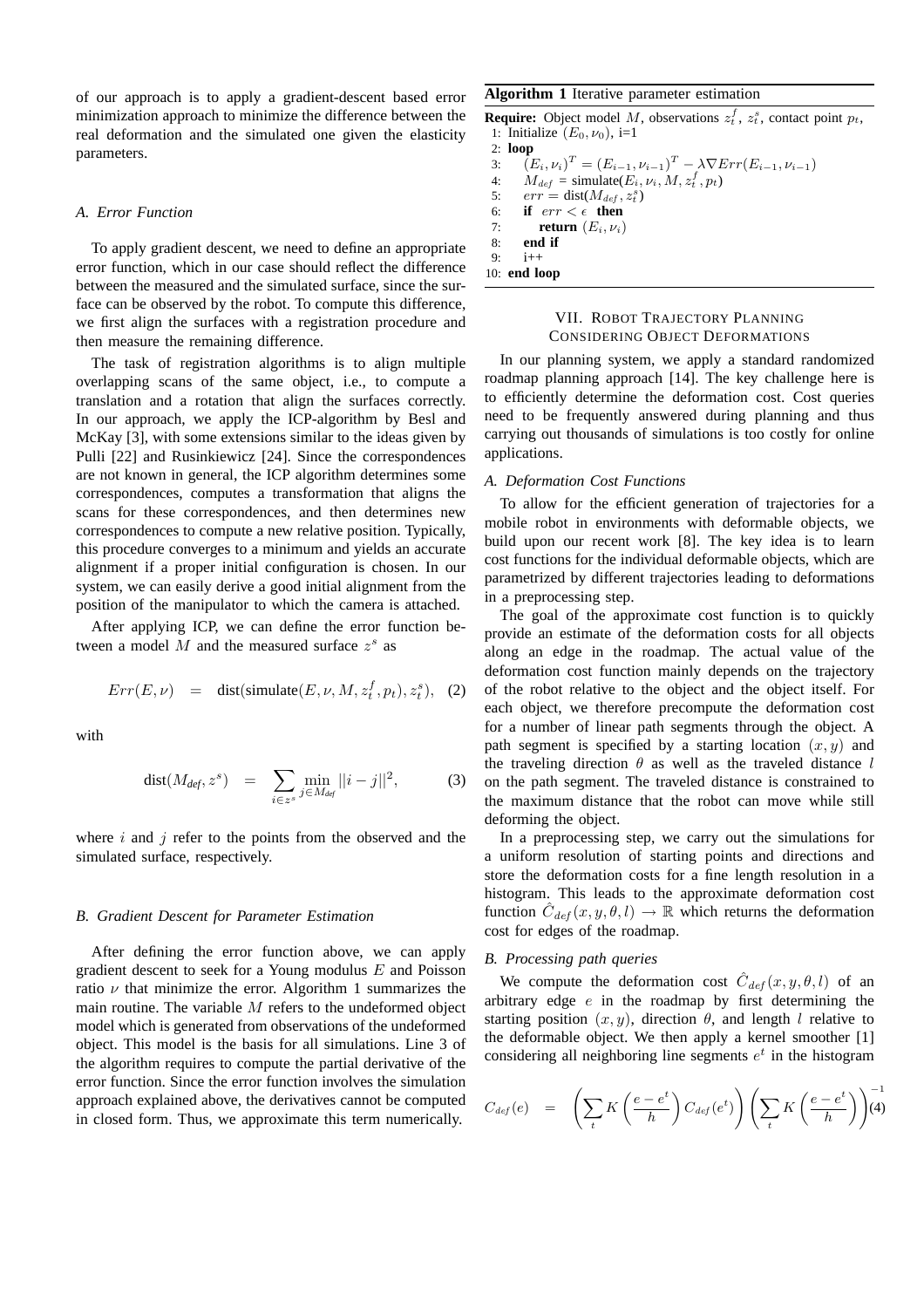of our approach is to apply a gradient-descent based error minimization approach to minimize the difference between the real deformation and the simulated one given the elasticity parameters.

### A. Error Function

To apply gradient descent, we need to define an appropriate error function, which in our case should reflect the difference between the measured and the simulated surface, since the surface can be observed by the robot. To compute this difference, we first align the surfaces with a registration procedure and then measure the remaining difference.

The task of registration algorithms is to align multiple overlapping scans of the same object, i.e., to compute a translation and a rotation that align the surfaces correctly. In our approach, we apply the ICP-algorithm by Besl and McKay [3], with some extensions similar to the ideas given by Pulli [22] and Rusinkiewicz [24]. Since the correspondences are not known in general, the ICP algorithm determines some correspondences, computes a transformation that aligns the scans for these correspondences, and then determines new correspondences to compute a new relative position. Typically, this procedure converges to a minimum and yields an accurate alignment if a proper initial configuration is chosen. In our system, we can easily derive a good initial alignment from the position of the manipulator to which the camera is attached.

After applying ICP, we can define the error function between a model $M$ and the measured surface $z^s$ as

$$Err(E, \nu) = \text{dist}(\text{simulate}(E, \nu, M, z^f_t, p_t), z^s_t), \quad (2)$$

with

$$\text{dist}(M_{def}, z^s) = \sum_{i \in z^s} \min_{j \in M_{def}} ||i - j||^2, \quad (3)$$

where $i$ and $j$ refer to the points from the observed and the simulated surface, respectively.

### B. Gradient Descent for Parameter Estimation

After defining the error function above, we can apply gradient descent to seek for a Young modulus $E$ and Poisson ratio $\nu$ that minimize the error. Algorithm 1 summarizes the main routine. The variable $M$ refers to the undeformed object model which is generated from observations of the undeformed object. This model is the basis for all simulations. Line 3 of the algorithm requires to compute the partial derivative of the error function. Since the error function involves the simulation approach explained above, the derivatives cannot be computed in closed form. Thus, we approximate this term numerically.

**Algorithm 1** Iterative parameter estimation

**Require:** Object model $M$, observations $z^f_t$, $z^s_t$, contact point $p_t$,
1: Initialize $(E_0, \nu_0)$, i=1
2: **loop**
3: $(E_i, \nu_i)^T = (E_{i-1}, \nu_{i-1})^T - \lambda \nabla Err(E_{i-1}, \nu_{i-1})$
4: $M_{def}$ = simulate$(E_i, \nu_i, M, z^f_t, p_t)$
5: $err = \text{dist}(M_{def}, z^s_t)$
6: **if** $err < \epsilon$ **then**
7: **return** $(E_i, \nu_i)$
8: **end if**
9: i++
10: **end loop**

## VII. Robot Trajectory Planning Considering Object Deformations

In our planning system, we apply a standard randomized roadmap planning approach [14]. The key challenge here is to efficiently determine the deformation cost. Cost queries need to be frequently answered during planning and thus carrying out thousands of simulations is too costly for online applications.

### A. Deformation Cost Functions

To allow for the efficient generation of trajectories for a mobile robot in environments with deformable objects, we build upon our recent work [8]. The key idea is to learn cost functions for the individual deformable objects, which are parametrized by different trajectories leading to deformations in a preprocessing step.

The goal of the approximate cost function is to quickly provide an estimate of the deformation costs for all objects along an edge in the roadmap. The actual value of the deformation cost function mainly depends on the trajectory of the robot relative to the object and the object itself. For each object, we therefore precompute the deformation cost for a number of linear path segments through the object. A path segment is specified by a starting location $(x, y)$ and the traveling direction $\theta$ as well as the traveled distance $l$ on the path segment. The traveled distance is constrained to the maximum distance that the robot can move while still deforming the object.

In a preprocessing step, we carry out the simulations for a uniform resolution of starting points and directions and store the deformation costs for a fine length resolution in a histogram. This leads to the approximate deformation cost function $\hat{C}_{def}(x, y, \theta, l) \rightarrow \mathbb{R}$ which returns the deformation cost for edges of the roadmap.

### B. Processing path queries

We compute the deformation cost $\hat{C}_{def}(x, y, \theta, l)$ of an arbitrary edge $e$ in the roadmap by first determining the starting position $(x, y)$, direction $\theta$, and length $l$ relative to the deformable object. We then apply a kernel smoother [1] considering all neighboring line segments $e^t$ in the histogram

$$C_{def}(e) = \left( \sum_t K\left(\frac{e - e^t}{h}\right) C_{def}(e^t) \right) \left( \sum_t K\left(\frac{e - e^t}{h}\right) \right)^{-1} (4)$$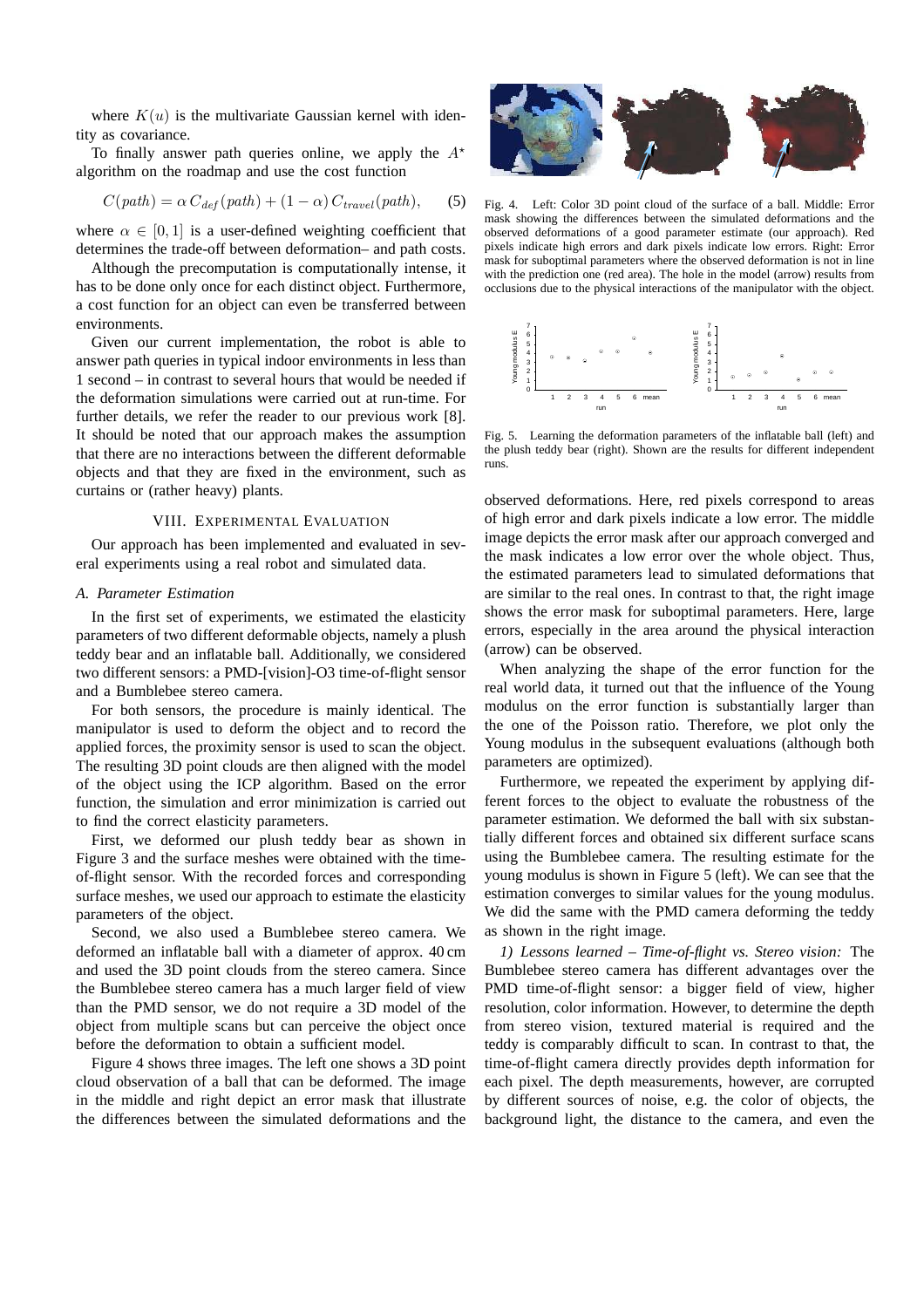where $K(u)$ is the multivariate Gaussian kernel with identity as covariance.

To finally answer path queries online, we apply the $A^\star$ algorithm on the roadmap and use the cost function

$$C(path) = \alpha\, C_{def}(path) + (1 - \alpha)\, C_{travel}(path), \qquad (5)$$

where $\alpha \in [0, 1]$ is a user-defined weighting coefficient that determines the trade-off between deformation– and path costs.

Although the precomputation is computationally intense, it has to be done only once for each distinct object. Furthermore, a cost function for an object can even be transferred between environments.

Given our current implementation, the robot is able to answer path queries in typical indoor environments in less than 1 second – in contrast to several hours that would be needed if the deformation simulations were carried out at run-time. For further details, we refer the reader to our previous work [8]. It should be noted that our approach makes the assumption that there are no interactions between the different deformable objects and that they are fixed in the environment, such as curtains or (rather heavy) plants.

## VIII. Experimental Evaluation

Our approach has been implemented and evaluated in several experiments using a real robot and simulated data.

### *A. Parameter Estimation*

In the first set of experiments, we estimated the elasticity parameters of two different deformable objects, namely a plush teddy bear and an inflatable ball. Additionally, we considered two different sensors: a PMD-[vision]-O3 time-of-flight sensor and a Bumblebee stereo camera.

For both sensors, the procedure is mainly identical. The manipulator is used to deform the object and to record the applied forces, the proximity sensor is used to scan the object. The resulting 3D point clouds are then aligned with the model of the object using the ICP algorithm. Based on the error function, the simulation and error minimization is carried out to find the correct elasticity parameters.

First, we deformed our plush teddy bear as shown in Figure 3 and the surface meshes were obtained with the time-of-flight sensor. With the recorded forces and corresponding surface meshes, we used our approach to estimate the elasticity parameters of the object.

Second, we also used a Bumblebee stereo camera. We deformed an inflatable ball with a diameter of approx. 40 cm and used the 3D point clouds from the stereo camera. Since the Bumblebee stereo camera has a much larger field of view than the PMD sensor, we do not require a 3D model of the object from multiple scans but can perceive the object once before the deformation to obtain a sufficient model.

Figure 4 shows three images. The left one shows a 3D point cloud observation of a ball that can be deformed. The image in the middle and right depict an error mask that illustrate the differences between the simulated deformations and the observed deformations. Here, red pixels correspond to areas of high error and dark pixels indicate a low error. The middle image depicts the error mask after our approach converged and the mask indicates a low error over the whole object. Thus, the estimated parameters lead to simulated deformations that are similar to the real ones. In contrast to that, the right image shows the error mask for suboptimal parameters. Here, large errors, especially in the area around the physical interaction (arrow) can be observed.

Fig. 4. Left: Color 3D point cloud of the surface of a ball. Middle: Error mask showing the differences between the simulated deformations and the observed deformations of a good parameter estimate (our approach). Red pixels indicate high errors and dark pixels indicate low errors. Right: Error mask for suboptimal parameters where the observed deformation is not in line with the prediction one (red area). The hole in the model (arrow) results from occlusions due to the physical interactions of the manipulator with the object.

Fig. 5. Learning the deformation parameters of the inflatable ball (left) and the plush teddy bear (right). Shown are the results for different independent runs.

When analyzing the shape of the error function for the real world data, it turned out that the influence of the Young modulus on the error function is substantially larger than the one of the Poisson ratio. Therefore, we plot only the Young modulus in the subsequent evaluations (although both parameters are optimized).

Furthermore, we repeated the experiment by applying different forces to the object to evaluate the robustness of the parameter estimation. We deformed the ball with six substantially different forces and obtained six different surface scans using the Bumblebee camera. The resulting estimate for the young modulus is shown in Figure 5 (left). We can see that the estimation converges to similar values for the young modulus. We did the same with the PMD camera deforming the teddy as shown in the right image.

*1) Lessons learned – Time-of-flight vs. Stereo vision:* The Bumblebee stereo camera has different advantages over the PMD time-of-flight sensor: a bigger field of view, higher resolution, color information. However, to determine the depth from stereo vision, textured material is required and the teddy is comparably difficult to scan. In contrast to that, the time-of-flight camera directly provides depth information for each pixel. The depth measurements, however, are corrupted by different sources of noise, e.g. the color of objects, the background light, the distance to the camera, and even the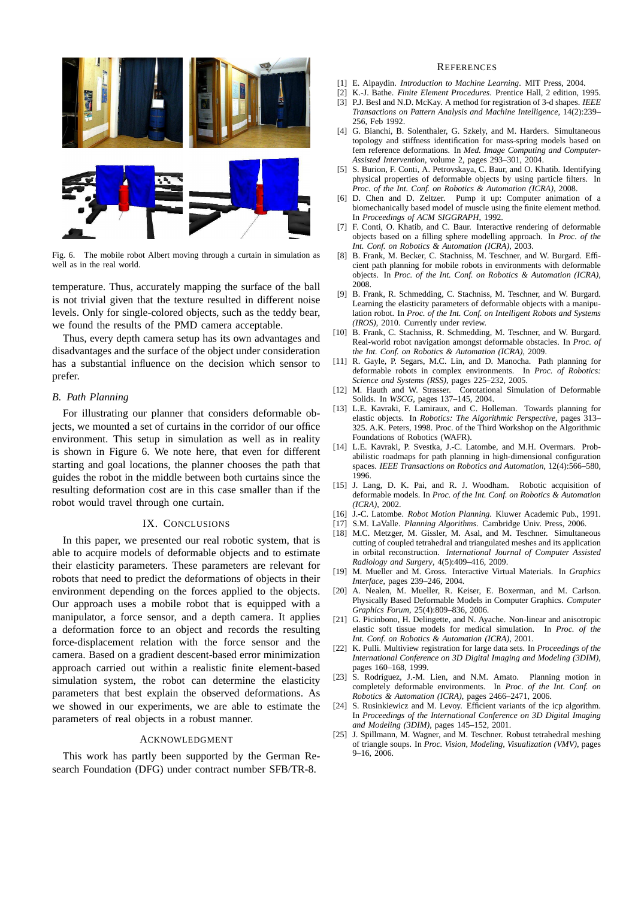Fig. 6. The mobile robot Albert moving through a curtain in simulation as well as in the real world.

temperature. Thus, accurately mapping the surface of the ball is not trivial given that the texture resulted in different noise levels. Only for single-colored objects, such as the teddy bear, we found the results of the PMD camera acceptable.

Thus, every depth camera setup has its own advantages and disadvantages and the surface of the object under consideration has a substantial influence on the decision which sensor to prefer.

### B. Path Planning

For illustrating our planner that considers deformable objects, we mounted a set of curtains in the corridor of our office environment. This setup in simulation as well as in reality is shown in Figure 6. We note here, that even for different starting and goal locations, the planner chooses the path that guides the robot in the middle between both curtains since the resulting deformation cost are in this case smaller than if the robot would travel through one curtain.

## IX. Conclusions

In this paper, we presented our real robotic system, that is able to acquire models of deformable objects and to estimate their elasticity parameters. These parameters are relevant for robots that need to predict the deformations of objects in their environment depending on the forces applied to the objects. Our approach uses a mobile robot that is equipped with a manipulator, a force sensor, and a depth camera. It applies a deformation force to an object and records the resulting force-displacement relation with the force sensor and the camera. Based on a gradient descent-based error minimization approach carried out within a realistic finite element-based simulation system, the robot can determine the elasticity parameters that best explain the observed deformations. As we showed in our experiments, we are able to estimate the parameters of real objects in a robust manner.

## Acknowledgment

This work has partly been supported by the German Research Foundation (DFG) under contract number SFB/TR-8.

## References

[1] E. Alpaydin. *Introduction to Machine Learning*. MIT Press, 2004.

[2] K.-J. Bathe. *Finite Element Procedures*. Prentice Hall, 2 edition, 1995.

[3] P.J. Besl and N.D. McKay. A method for registration of 3-d shapes. *IEEE Transactions on Pattern Analysis and Machine Intelligence*, 14(2):239–256, Feb 1992.

[4] G. Bianchi, B. Solenthaler, G. Szkely, and M. Harders. Simultaneous topology and stiffness identification for mass-spring models based on fem reference deformations. In *Med. Image Computing and Computer-Assisted Intervention*, volume 2, pages 293–301, 2004.

[5] S. Burion, F. Conti, A. Petrovskaya, C. Baur, and O. Khatib. Identifying physical properties of deformable objects by using particle filters. In *Proc. of the Int. Conf. on Robotics & Automation (ICRA)*, 2008.

[6] D. Chen and D. Zeltzer. Pump it up: Computer animation of a biomechanically based model of muscle using the finite element method. In *Proceedings of ACM SIGGRAPH*, 1992.

[7] F. Conti, O. Khatib, and C. Baur. Interactive rendering of deformable objects based on a filling sphere modelling approach. In *Proc. of the Int. Conf. on Robotics & Automation (ICRA)*, 2003.

[8] B. Frank, M. Becker, C. Stachniss, M. Teschner, and W. Burgard. Efficient path planning for mobile robots in environments with deformable objects. In *Proc. of the Int. Conf. on Robotics & Automation (ICRA)*, 2008.

[9] B. Frank, R. Schmedding, C. Stachniss, M. Teschner, and W. Burgard. Learning the elasticity parameters of deformable objects with a manipulation robot. In *Proc. of the Int. Conf. on Intelligent Robots and Systems (IROS)*, 2010. Currently under review.

[10] B. Frank, C. Stachniss, R. Schmedding, M. Teschner, and W. Burgard. Real-world robot navigation amongst deformable obstacles. In *Proc. of the Int. Conf. on Robotics & Automation (ICRA)*, 2009.

[11] R. Gayle, P. Segars, M.C. Lin, and D. Manocha. Path planning for deformable robots in complex environments. In *Proc. of Robotics: Science and Systems (RSS)*, pages 225–232, 2005.

[12] M. Hauth and W. Strasser. Corotational Simulation of Deformable Solids. In *WSCG*, pages 137–145, 2004.

[13] L.E. Kavraki, F. Lamiraux, and C. Holleman. Towards planning for elastic objects. In *Robotics: The Algorithmic Perspective*, pages 313–325. A.K. Peters, 1998. Proc. of the Third Workshop on the Algorithmic Foundations of Robotics (WAFR).

[14] L.E. Kavraki, P. Svestka, J.-C. Latombe, and M.H. Overmars. Probabilistic roadmaps for path planning in high-dimensional configuration spaces. *IEEE Transactions on Robotics and Automation*, 12(4):566–580, 1996.

[15] J. Lang, D. K. Pai, and R. J. Woodham. Robotic acquisition of deformable models. In *Proc. of the Int. Conf. on Robotics & Automation (ICRA)*, 2002.

[16] J.-C. Latombe. *Robot Motion Planning*. Kluwer Academic Pub., 1991.

[17] S.M. LaValle. *Planning Algorithms*. Cambridge Univ. Press, 2006.

[18] M.C. Metzger, M. Gissler, M. Asal, and M. Teschner. Simultaneous cutting of coupled tetrahedral and triangulated meshes and its application in orbital reconstruction. *International Journal of Computer Assisted Radiology and Surgery*, 4(5):409–416, 2009.

[19] M. Mueller and M. Gross. Interactive Virtual Materials. In *Graphics Interface*, pages 239–246, 2004.

[20] A. Nealen, M. Mueller, R. Keiser, E. Boxerman, and M. Carlson. Physically Based Deformable Models in Computer Graphics. *Computer Graphics Forum*, 25(4):809–836, 2006.

[21] G. Picinbono, H. Delingette, and N. Ayache. Non-linear and anisotropic elastic soft tissue models for medical simulation. In *Proc. of the Int. Conf. on Robotics & Automation (ICRA)*, 2001.

[22] K. Pulli. Multiview registration for large data sets. In *Proceedings of the International Conference on 3D Digital Imaging and Modeling (3DIM)*, pages 160–168, 1999.

[23] S. Rodríguez, J.-M. Lien, and N.M. Amato. Planning motion in completely deformable environments. In *Proc. of the Int. Conf. on Robotics & Automation (ICRA)*, pages 2466–2471, 2006.

[24] S. Rusinkiewicz and M. Levoy. Efficient variants of the icp algorithm. In *Proceedings of the International Conference on 3D Digital Imaging and Modeling (3DIM)*, pages 145–152, 2001.

[25] J. Spillmann, M. Wagner, and M. Teschner. Robust tetrahedral meshing of triangle soups. In *Proc. Vision, Modeling, Visualization (VMV)*, pages 9–16, 2006.